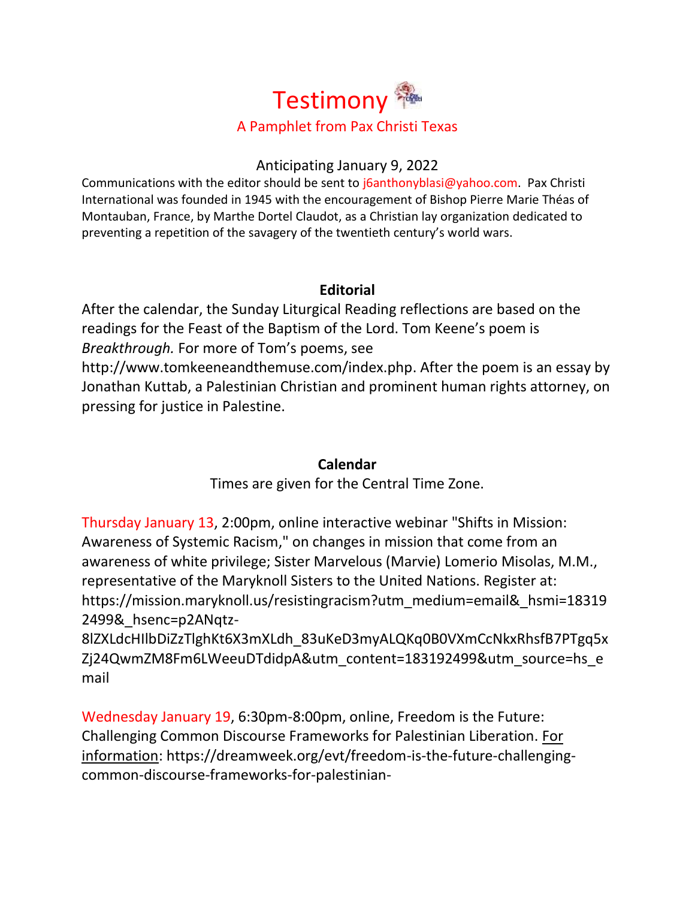# Testimony

A Pamphlet from Pax Christi Texas

Anticipating January 9, 2022

Communications with the editor should be sent to j6anthonyblasi@yahoo.com. Pax Christi International was founded in 1945 with the encouragement of Bishop Pierre Marie Théas of Montauban, France, by Marthe Dortel Claudot, as a Christian lay organization dedicated to preventing a repetition of the savagery of the twentieth century's world wars.

## Editorial

After the calendar, the Sunday Liturgical Reading reflections are based on the readings for the Feast of the Baptism of the Lord. Tom Keene's poem is *Breakthrough.* For more of Tom's poems, see http://www.tomkeeneandthemuse.com/index.php. After the poem is an essay by Jonathan Kuttab, a Palestinian Christian and prominent human rights attorney, on pressing for justice in Palestine.

## Calendar

Times are given for the Central Time Zone.

Thursday January 13, 2:00pm, online interactive webinar "Shifts in Mission: Awareness of Systemic Racism," on changes in mission that come from an awareness of white privilege; Sister Marvelous (Marvie) Lomerio Misolas, M.M., representative of the Maryknoll Sisters to the United Nations. Register at: https://mission.maryknoll.us/resistingracism?utm_medium=email&_hsmi=183192499&_hsenc=p2ANqtz-8lZXLdcHIlbDiZzTlghKt6X3mXLdh_83uKeD3myALQKq0B0VXmCcNkxRhsfB7PTgq5xZj24QwmZM8Fm6LWeeuDTdidpA&utm_content=183192499&utm_source=hs_email

Wednesday January 19, 6:30pm-8:00pm, online, Freedom is the Future: Challenging Common Discourse Frameworks for Palestinian Liberation. For information: https://dreamweek.org/evt/freedom-is-the-future-challenging-common-discourse-frameworks-for-palestinian-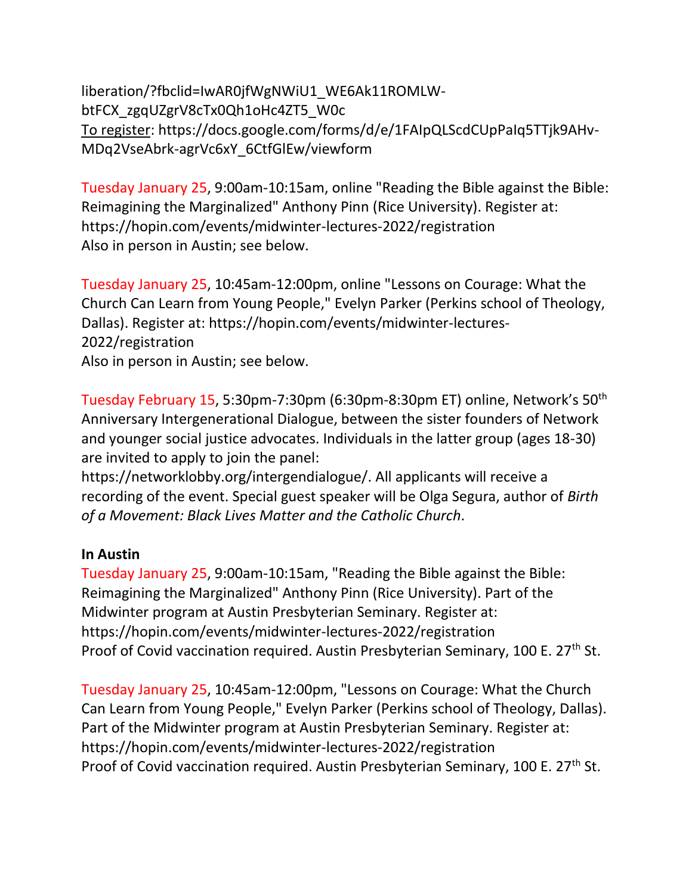liberation/?fbclid=IwAR0jfWgNWiU1_WE6Ak11ROMLW-btFCX_zgqUZgrV8cTx0Qh1oHc4ZT5_W0c
To register: https://docs.google.com/forms/d/e/1FAIpQLScdCUpPaIq5TTjk9AHv-MDq2VseAbrk-agrVc6xY_6CtfGlEw/viewform

Tuesday January 25, 9:00am-10:15am, online "Reading the Bible against the Bible: Reimagining the Marginalized" Anthony Pinn (Rice University). Register at: https://hopin.com/events/midwinter-lectures-2022/registration
Also in person in Austin; see below.

Tuesday January 25, 10:45am-12:00pm, online "Lessons on Courage: What the Church Can Learn from Young People," Evelyn Parker (Perkins school of Theology, Dallas). Register at: https://hopin.com/events/midwinter-lectures-2022/registration
Also in person in Austin; see below.

Tuesday February 15, 5:30pm-7:30pm (6:30pm-8:30pm ET) online, Network's 50th Anniversary Intergenerational Dialogue, between the sister founders of Network and younger social justice advocates. Individuals in the latter group (ages 18-30) are invited to apply to join the panel: https://networklobby.org/intergendialogue/. All applicants will receive a recording of the event. Special guest speaker will be Olga Segura, author of *Birth of a Movement: Black Lives Matter and the Catholic Church*.

**In Austin**

Tuesday January 25, 9:00am-10:15am, "Reading the Bible against the Bible: Reimagining the Marginalized" Anthony Pinn (Rice University). Part of the Midwinter program at Austin Presbyterian Seminary. Register at: https://hopin.com/events/midwinter-lectures-2022/registration
Proof of Covid vaccination required. Austin Presbyterian Seminary, 100 E. 27th St.

Tuesday January 25, 10:45am-12:00pm, "Lessons on Courage: What the Church Can Learn from Young People," Evelyn Parker (Perkins school of Theology, Dallas). Part of the Midwinter program at Austin Presbyterian Seminary. Register at: https://hopin.com/events/midwinter-lectures-2022/registration
Proof of Covid vaccination required. Austin Presbyterian Seminary, 100 E. 27th St.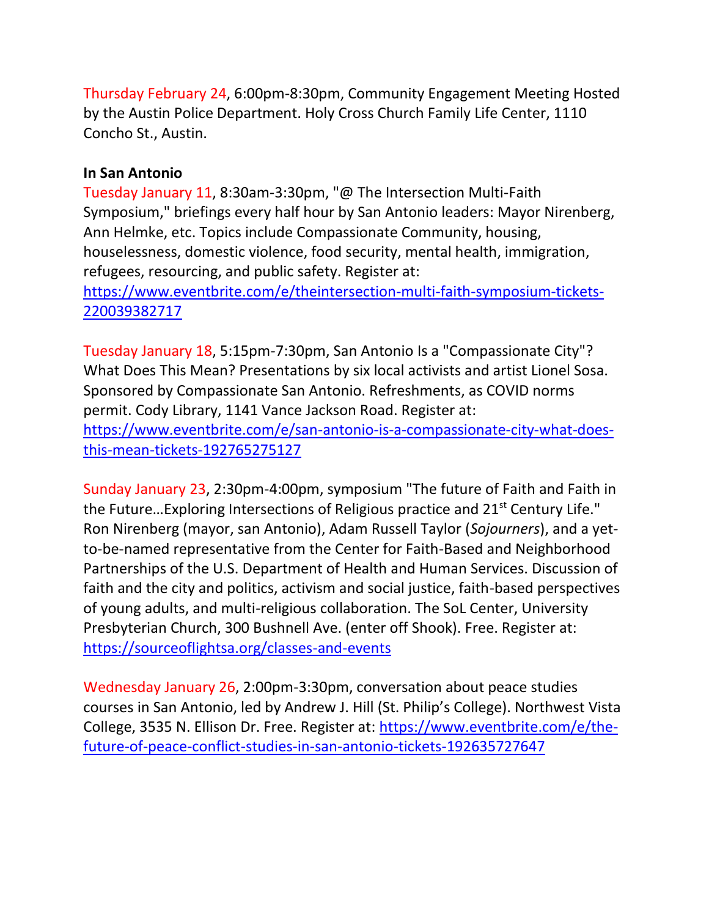Thursday February 24, 6:00pm-8:30pm, Community Engagement Meeting Hosted by the Austin Police Department. Holy Cross Church Family Life Center, 1110 Concho St., Austin.

**In San Antonio**

Tuesday January 11, 8:30am-3:30pm, "@ The Intersection Multi-Faith Symposium," briefings every half hour by San Antonio leaders: Mayor Nirenberg, Ann Helmke, etc. Topics include Compassionate Community, housing, houselessness, domestic violence, food security, mental health, immigration, refugees, resourcing, and public safety. Register at: [https://www.eventbrite.com/e/theintersection-multi-faith-symposium-tickets-220039382717](https://www.eventbrite.com/e/theintersection-multi-faith-symposium-tickets-220039382717)

Tuesday January 18, 5:15pm-7:30pm, San Antonio Is a "Compassionate City"? What Does This Mean? Presentations by six local activists and artist Lionel Sosa. Sponsored by Compassionate San Antonio. Refreshments, as COVID norms permit. Cody Library, 1141 Vance Jackson Road. Register at: [https://www.eventbrite.com/e/san-antonio-is-a-compassionate-city-what-does-this-mean-tickets-192765275127](https://www.eventbrite.com/e/san-antonio-is-a-compassionate-city-what-does-this-mean-tickets-192765275127)

Sunday January 23, 2:30pm-4:00pm, symposium "The future of Faith and Faith in the Future…Exploring Intersections of Religious practice and 21st Century Life." Ron Nirenberg (mayor, san Antonio), Adam Russell Taylor (*Sojourners*), and a yet-to-be-named representative from the Center for Faith-Based and Neighborhood Partnerships of the U.S. Department of Health and Human Services. Discussion of faith and the city and politics, activism and social justice, faith-based perspectives of young adults, and multi-religious collaboration. The SoL Center, University Presbyterian Church, 300 Bushnell Ave. (enter off Shook). Free. Register at: [https://sourceoflightsa.org/classes-and-events](https://sourceoflightsa.org/classes-and-events)

Wednesday January 26, 2:00pm-3:30pm, conversation about peace studies courses in San Antonio, led by Andrew J. Hill (St. Philip's College). Northwest Vista College, 3535 N. Ellison Dr. Free. Register at: [https://www.eventbrite.com/e/the-future-of-peace-conflict-studies-in-san-antonio-tickets-192635727647](https://www.eventbrite.com/e/the-future-of-peace-conflict-studies-in-san-antonio-tickets-192635727647)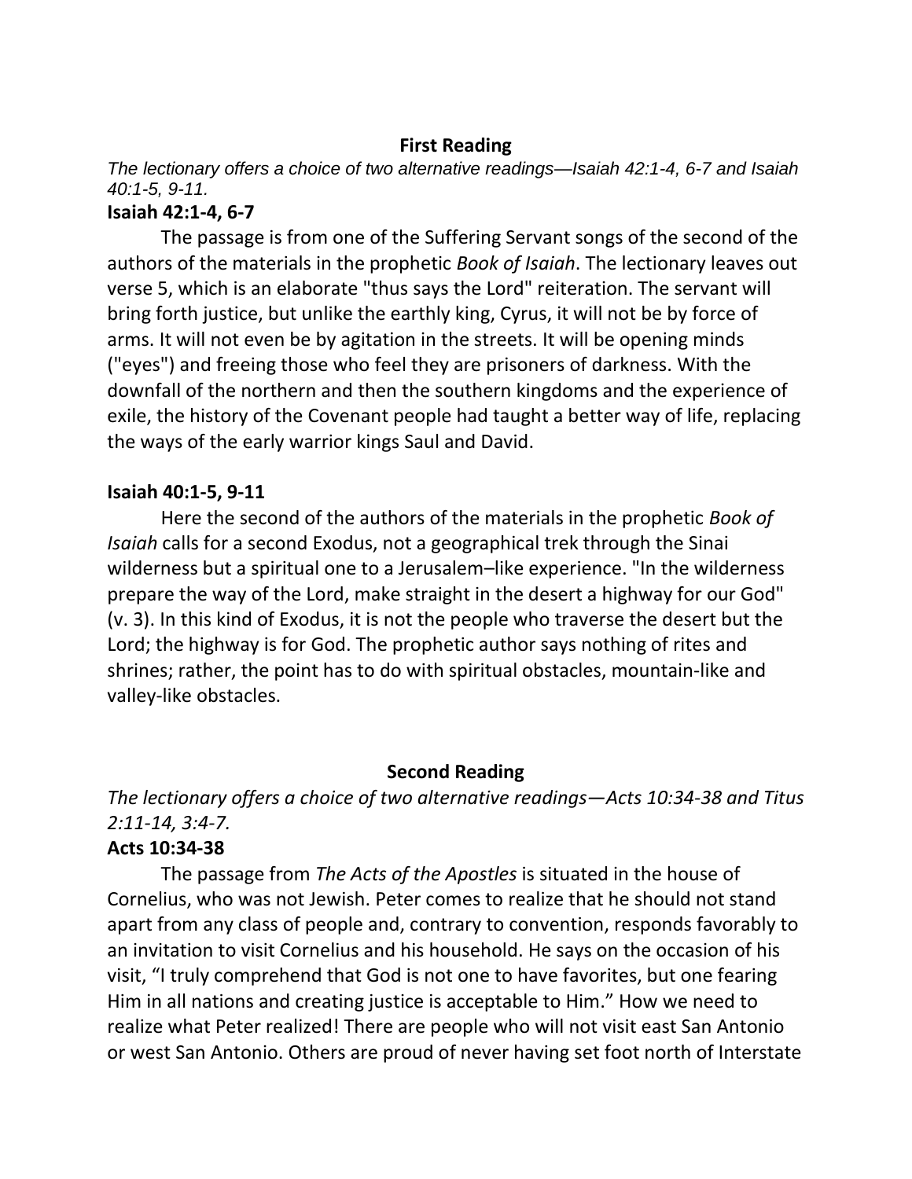## First Reading

*The lectionary offers a choice of two alternative readings—Isaiah 42:1-4, 6-7 and Isaiah 40:1-5, 9-11.*

### Isaiah 42:1-4, 6-7

The passage is from one of the Suffering Servant songs of the second of the authors of the materials in the prophetic *Book of Isaiah*. The lectionary leaves out verse 5, which is an elaborate "thus says the Lord" reiteration. The servant will bring forth justice, but unlike the earthly king, Cyrus, it will not be by force of arms. It will not even be by agitation in the streets. It will be opening minds ("eyes") and freeing those who feel they are prisoners of darkness. With the downfall of the northern and then the southern kingdoms and the experience of exile, the history of the Covenant people had taught a better way of life, replacing the ways of the early warrior kings Saul and David.

### Isaiah 40:1-5, 9-11

Here the second of the authors of the materials in the prophetic *Book of Isaiah* calls for a second Exodus, not a geographical trek through the Sinai wilderness but a spiritual one to a Jerusalem–like experience. "In the wilderness prepare the way of the Lord, make straight in the desert a highway for our God" (v. 3). In this kind of Exodus, it is not the people who traverse the desert but the Lord; the highway is for God. The prophetic author says nothing of rites and shrines; rather, the point has to do with spiritual obstacles, mountain-like and valley-like obstacles.

## Second Reading

*The lectionary offers a choice of two alternative readings—Acts 10:34-38 and Titus 2:11-14, 3:4-7.*

### Acts 10:34-38

The passage from *The Acts of the Apostles* is situated in the house of Cornelius, who was not Jewish. Peter comes to realize that he should not stand apart from any class of people and, contrary to convention, responds favorably to an invitation to visit Cornelius and his household. He says on the occasion of his visit, "I truly comprehend that God is not one to have favorites, but one fearing Him in all nations and creating justice is acceptable to Him." How we need to realize what Peter realized! There are people who will not visit east San Antonio or west San Antonio. Others are proud of never having set foot north of Interstate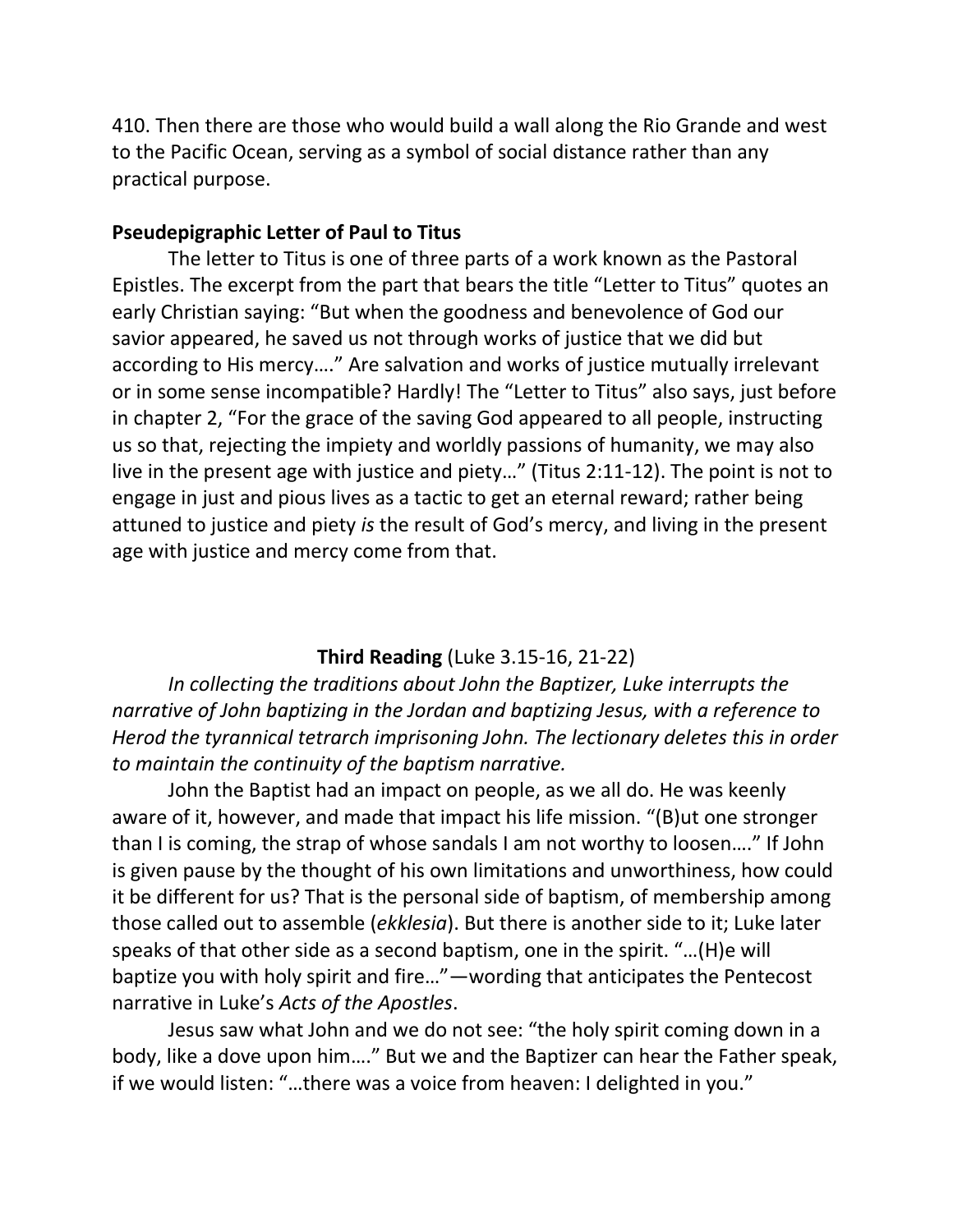410. Then there are those who would build a wall along the Rio Grande and west to the Pacific Ocean, serving as a symbol of social distance rather than any practical purpose.

**Pseudepigraphic Letter of Paul to Titus**

The letter to Titus is one of three parts of a work known as the Pastoral Epistles. The excerpt from the part that bears the title "Letter to Titus" quotes an early Christian saying: "But when the goodness and benevolence of God our savior appeared, he saved us not through works of justice that we did but according to His mercy…." Are salvation and works of justice mutually irrelevant or in some sense incompatible? Hardly! The "Letter to Titus" also says, just before in chapter 2, "For the grace of the saving God appeared to all people, instructing us so that, rejecting the impiety and worldly passions of humanity, we may also live in the present age with justice and piety…" (Titus 2:11-12). The point is not to engage in just and pious lives as a tactic to get an eternal reward; rather being attuned to justice and piety *is* the result of God's mercy, and living in the present age with justice and mercy come from that.

**Third Reading** (Luke 3.15-16, 21-22)

*In collecting the traditions about John the Baptizer, Luke interrupts the narrative of John baptizing in the Jordan and baptizing Jesus, with a reference to Herod the tyrannical tetrarch imprisoning John. The lectionary deletes this in order to maintain the continuity of the baptism narrative.*

John the Baptist had an impact on people, as we all do. He was keenly aware of it, however, and made that impact his life mission. "(B)ut one stronger than I is coming, the strap of whose sandals I am not worthy to loosen…." If John is given pause by the thought of his own limitations and unworthiness, how could it be different for us? That is the personal side of baptism, of membership among those called out to assemble (*ekklesia*). But there is another side to it; Luke later speaks of that other side as a second baptism, one in the spirit. "…(H)e will baptize you with holy spirit and fire…"—wording that anticipates the Pentecost narrative in Luke's *Acts of the Apostles*.

Jesus saw what John and we do not see: "the holy spirit coming down in a body, like a dove upon him…." But we and the Baptizer can hear the Father speak, if we would listen: "…there was a voice from heaven: I delighted in you."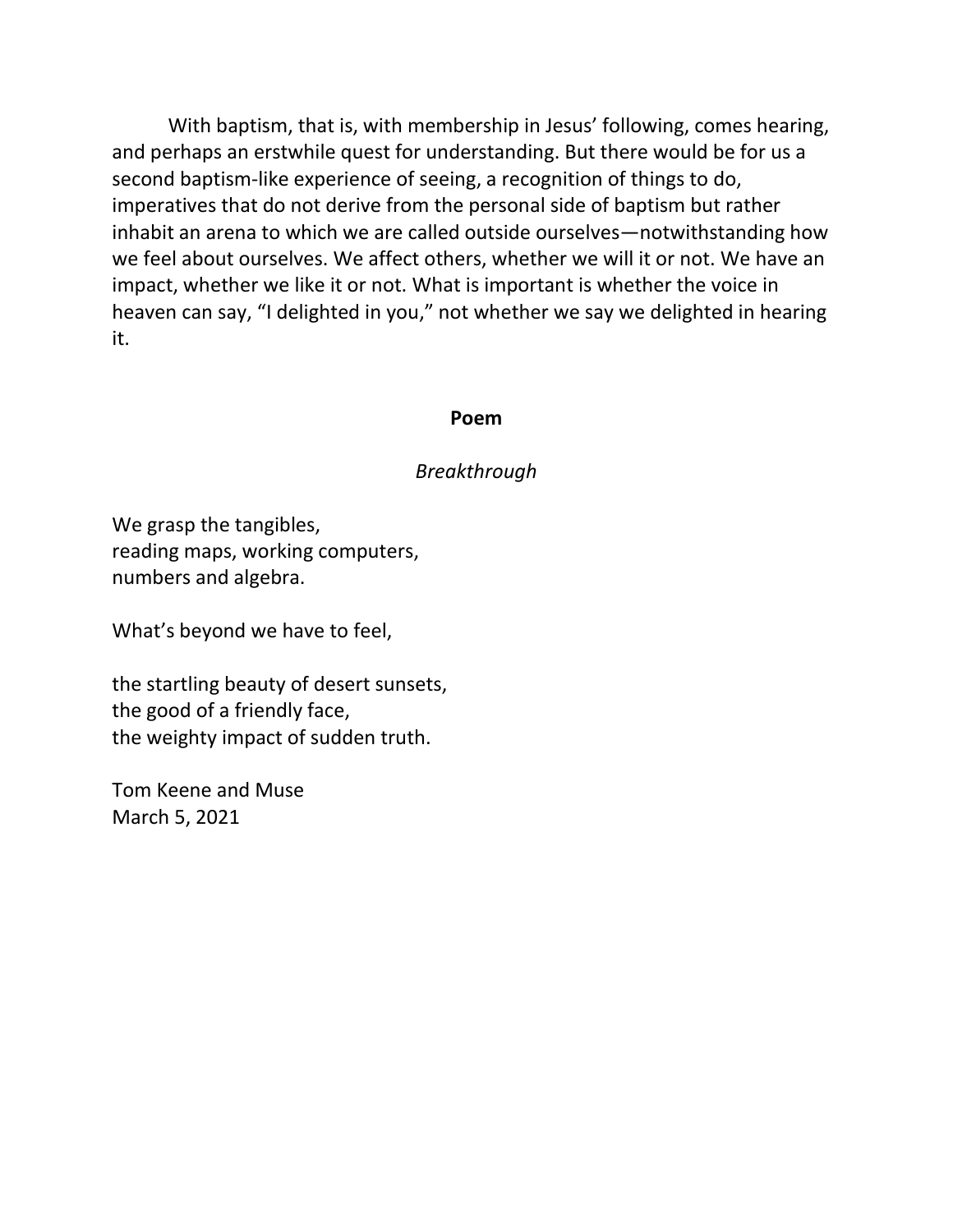With baptism, that is, with membership in Jesus' following, comes hearing, and perhaps an erstwhile quest for understanding. But there would be for us a second baptism-like experience of seeing, a recognition of things to do, imperatives that do not derive from the personal side of baptism but rather inhabit an arena to which we are called outside ourselves—notwithstanding how we feel about ourselves. We affect others, whether we will it or not. We have an impact, whether we like it or not. What is important is whether the voice in heaven can say, "I delighted in you," not whether we say we delighted in hearing it.

## Poem

*Breakthrough*

We grasp the tangibles,  
reading maps, working computers,  
numbers and algebra.

What's beyond we have to feel,

the startling beauty of desert sunsets,  
the good of a friendly face,  
the weighty impact of sudden truth.

Tom Keene and Muse  
March 5, 2021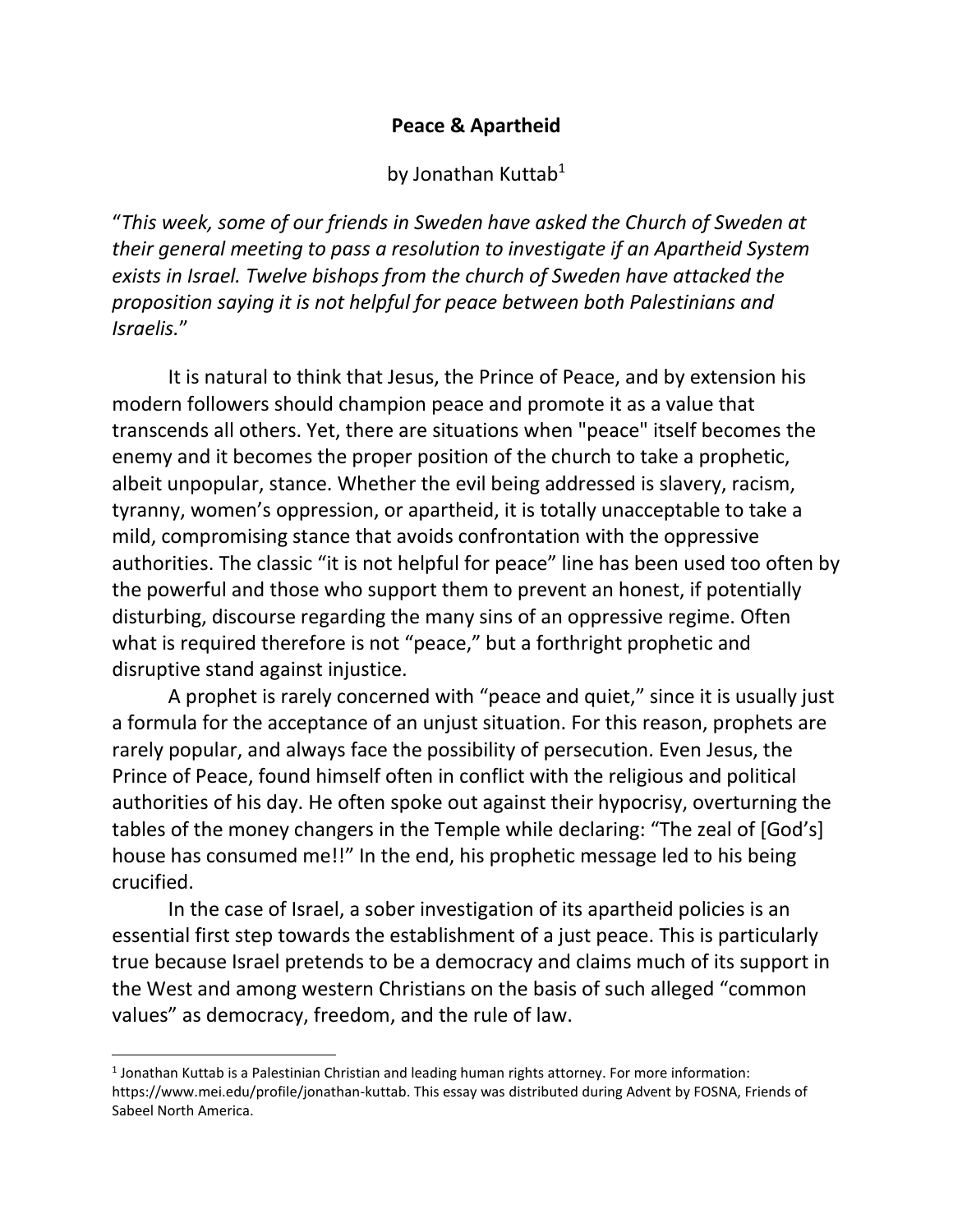**Peace & Apartheid**

by Jonathan Kuttab[1]

"*This week, some of our friends in Sweden have asked the Church of Sweden at their general meeting to pass a resolution to investigate if an Apartheid System exists in Israel. Twelve bishops from the church of Sweden have attacked the proposition saying it is not helpful for peace between both Palestinians and Israelis.*"

It is natural to think that Jesus, the Prince of Peace, and by extension his modern followers should champion peace and promote it as a value that transcends all others. Yet, there are situations when "peace" itself becomes the enemy and it becomes the proper position of the church to take a prophetic, albeit unpopular, stance. Whether the evil being addressed is slavery, racism, tyranny, women's oppression, or apartheid, it is totally unacceptable to take a mild, compromising stance that avoids confrontation with the oppressive authorities. The classic "it is not helpful for peace" line has been used too often by the powerful and those who support them to prevent an honest, if potentially disturbing, discourse regarding the many sins of an oppressive regime. Often what is required therefore is not "peace," but a forthright prophetic and disruptive stand against injustice.

A prophet is rarely concerned with "peace and quiet," since it is usually just a formula for the acceptance of an unjust situation. For this reason, prophets are rarely popular, and always face the possibility of persecution. Even Jesus, the Prince of Peace, found himself often in conflict with the religious and political authorities of his day. He often spoke out against their hypocrisy, overturning the tables of the money changers in the Temple while declaring: "The zeal of [God's] house has consumed me!!" In the end, his prophetic message led to his being crucified.

In the case of Israel, a sober investigation of its apartheid policies is an essential first step towards the establishment of a just peace. This is particularly true because Israel pretends to be a democracy and claims much of its support in the West and among western Christians on the basis of such alleged "common values" as democracy, freedom, and the rule of law.

---

[1] Jonathan Kuttab is a Palestinian Christian and leading human rights attorney. For more information: https://www.mei.edu/profile/jonathan-kuttab. This essay was distributed during Advent by FOSNA, Friends of Sabeel North America.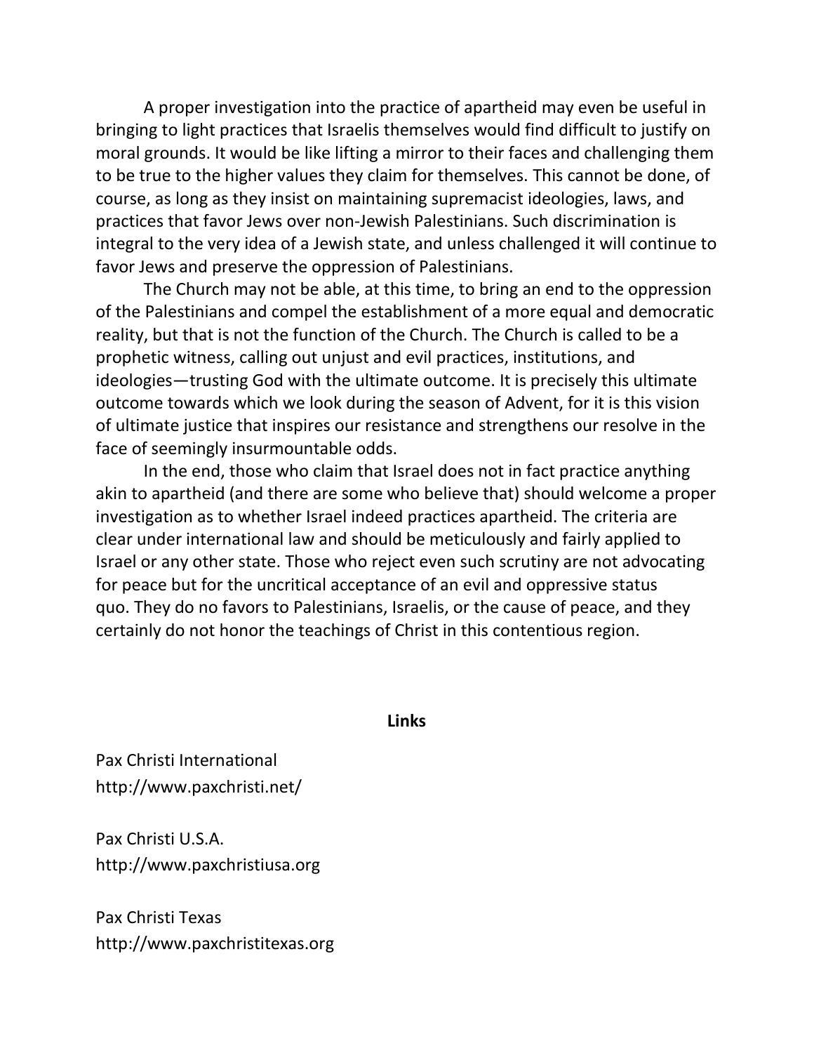A proper investigation into the practice of apartheid may even be useful in bringing to light practices that Israelis themselves would find difficult to justify on moral grounds. It would be like lifting a mirror to their faces and challenging them to be true to the higher values they claim for themselves. This cannot be done, of course, as long as they insist on maintaining supremacist ideologies, laws, and practices that favor Jews over non-Jewish Palestinians. Such discrimination is integral to the very idea of a Jewish state, and unless challenged it will continue to favor Jews and preserve the oppression of Palestinians.

The Church may not be able, at this time, to bring an end to the oppression of the Palestinians and compel the establishment of a more equal and democratic reality, but that is not the function of the Church. The Church is called to be a prophetic witness, calling out unjust and evil practices, institutions, and ideologies—trusting God with the ultimate outcome. It is precisely this ultimate outcome towards which we look during the season of Advent, for it is this vision of ultimate justice that inspires our resistance and strengthens our resolve in the face of seemingly insurmountable odds.

In the end, those who claim that Israel does not in fact practice anything akin to apartheid (and there are some who believe that) should welcome a proper investigation as to whether Israel indeed practices apartheid. The criteria are clear under international law and should be meticulously and fairly applied to Israel or any other state. Those who reject even such scrutiny are not advocating for peace but for the uncritical acceptance of an evil and oppressive status quo. They do no favors to Palestinians, Israelis, or the cause of peace, and they certainly do not honor the teachings of Christ in this contentious region.

**Links**

Pax Christi International
http://www.paxchristi.net/

Pax Christi U.S.A.
http://www.paxchristiusa.org

Pax Christi Texas
http://www.paxchristitexas.org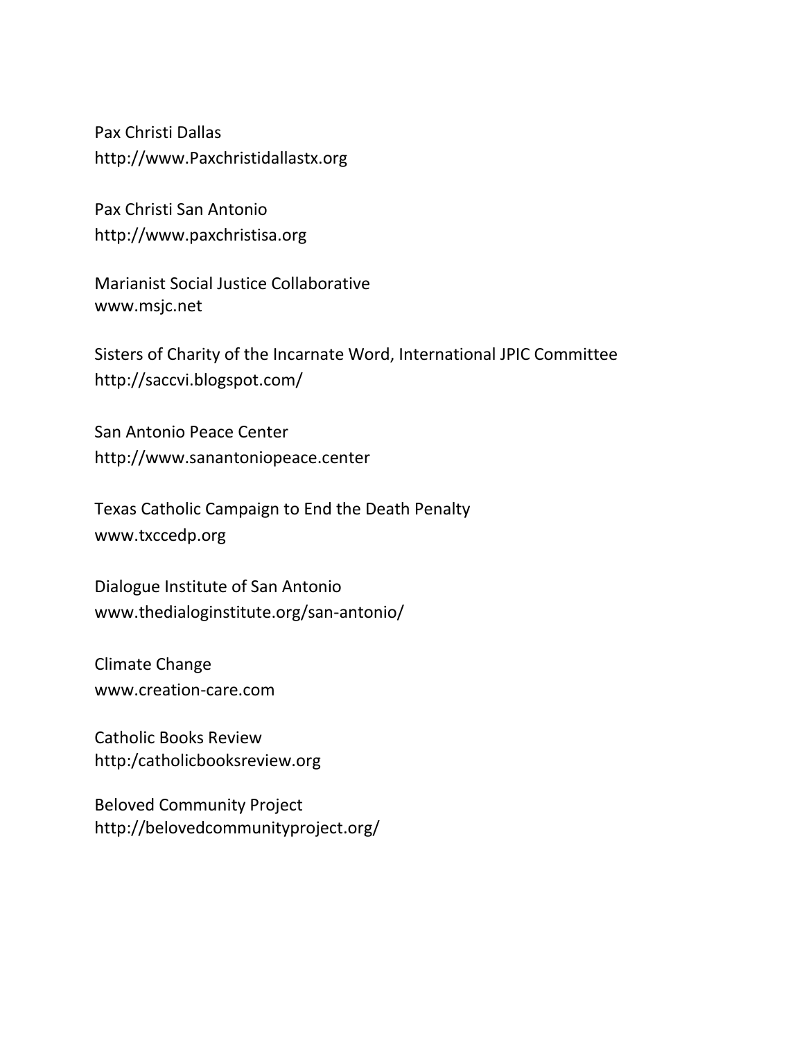Pax Christi Dallas
http://www.Paxchristidallastx.org

Pax Christi San Antonio
http://www.paxchristisa.org

Marianist Social Justice Collaborative
www.msjc.net

Sisters of Charity of the Incarnate Word, International JPIC Committee
http://saccvi.blogspot.com/

San Antonio Peace Center
http://www.sanantoniopeace.center

Texas Catholic Campaign to End the Death Penalty
www.txccedp.org

Dialogue Institute of San Antonio
www.thedialoginstitute.org/san-antonio/

Climate Change
www.creation-care.com

Catholic Books Review
http:/catholicbooksreview.org

Beloved Community Project
http://belovedcommunityproject.org/